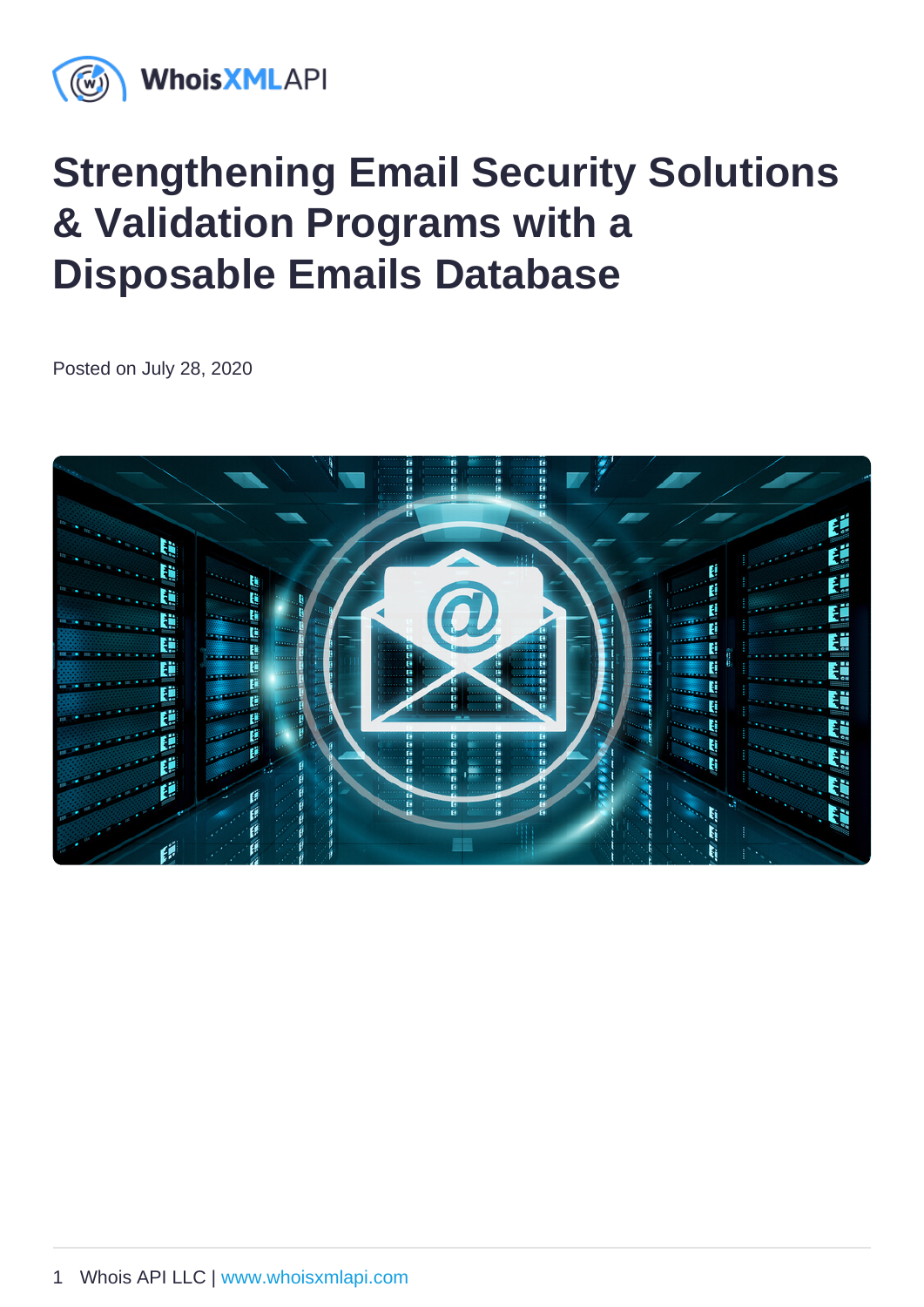# Strengthening Email Security Solutions & Validation Programs with a Disposable Emails Database

Posted on July 28, 2020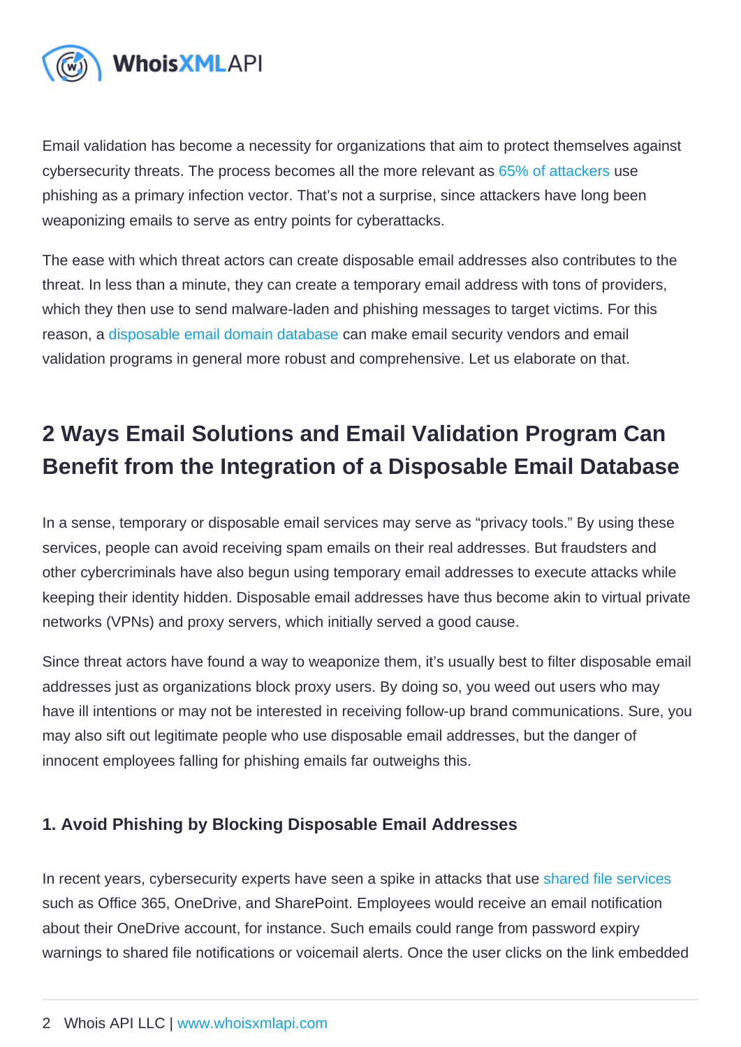Email validation has become a necessity for organizations that aim to protect themselves against cybersecurity threats. The process becomes all the more relevant as 65% of attackers use phishing as a primary infection vector. That's not a surprise, since attackers have long been weaponizing emails to serve as entry points for cyberattacks.

The ease with which threat actors can create disposable email addresses also contributes to the threat. In less than a minute, they can create a temporary email address with tons of providers, which they then use to send malware-laden and phishing messages to target victims. For this reason, a disposable email domain database can make email security vendors and email validation programs in general more robust and comprehensive. Let us elaborate on that.

## 2 Ways Email Solutions and Email Validation Program Can Benefit from the Integration of a Disposable Email Database

In a sense, temporary or disposable email services may serve as "privacy tools." By using these services, people can avoid receiving spam emails on their real addresses. But fraudsters and other cybercriminals have also begun using temporary email addresses to execute attacks while keeping their identity hidden. Disposable email addresses have thus become akin to virtual private networks (VPNs) and proxy servers, which initially served a good cause.

Since threat actors have found a way to weaponize them, it's usually best to filter disposable email addresses just as organizations block proxy users. By doing so, you weed out users who may have ill intentions or may not be interested in receiving follow-up brand communications. Sure, you may also sift out legitimate people who use disposable email addresses, but the danger of innocent employees falling for phishing emails far outweighs this.

### 1. Avoid Phishing by Blocking Disposable Email Addresses

In recent years, cybersecurity experts have seen a spike in attacks that use shared file services such as Office 365, OneDrive, and SharePoint. Employees would receive an email notification about their OneDrive account, for instance. Such emails could range from password expiry warnings to shared file notifications or voicemail alerts. Once the user clicks on the link embedded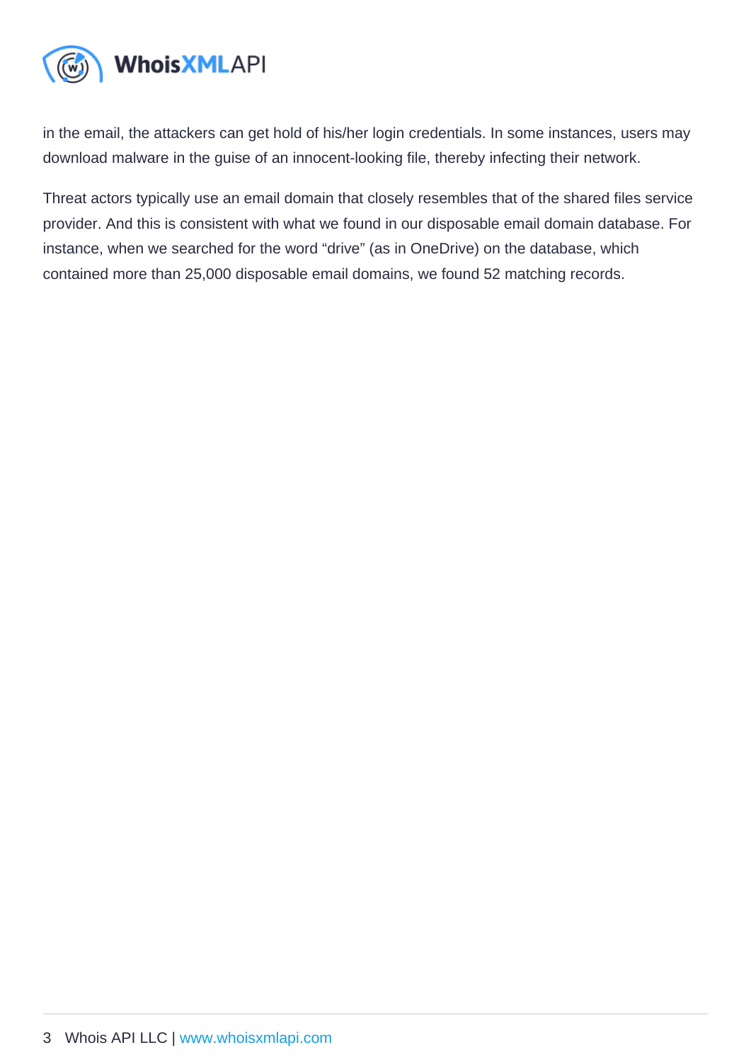in the email, the attackers can get hold of his/her login credentials. In some instances, users may download malware in the guise of an innocent-looking file, thereby infecting their network.

Threat actors typically use an email domain that closely resembles that of the shared files service provider. And this is consistent with what we found in our disposable email domain database. For instance, when we searched for the word "drive" (as in OneDrive) on the database, which contained more than 25,000 disposable email domains, we found 52 matching records.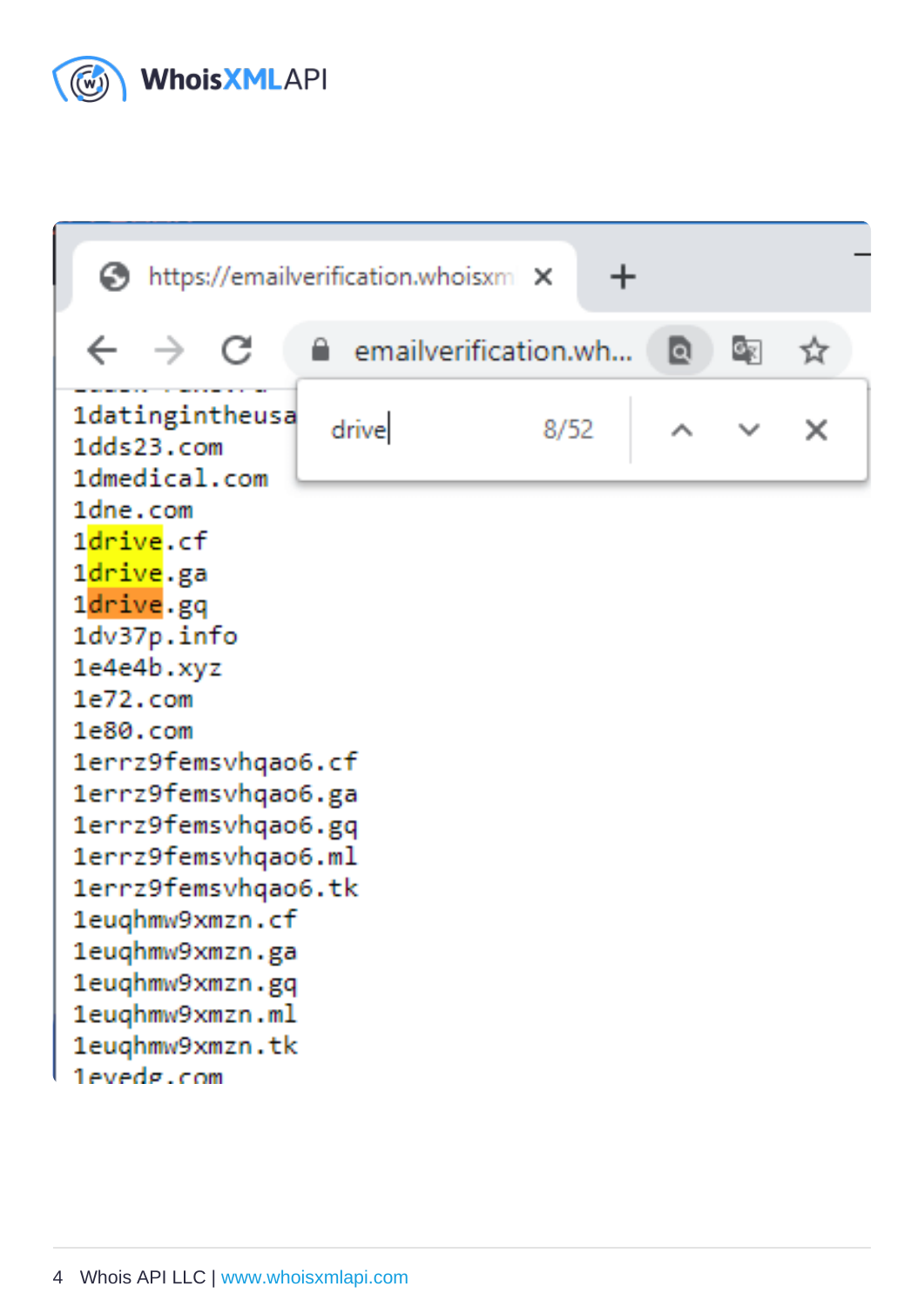https://emailverification.whoisxm

emailverification.wh...

drive 8/52

```
1datingintheusa
1dds23.com
1dmedical.com
1dne.com
1drive.cf
1drive.ga
1drive.gq
1dv37p.info
1e4e4b.xyz
1e72.com
1e80.com
1errz9femsvhqao6.cf
1errz9femsvhqao6.ga
1errz9femsvhqao6.gq
1errz9femsvhqao6.ml
1errz9femsvhqao6.tk
1euqhmw9xmzn.cf
1euqhmw9xmzn.ga
1euqhmw9xmzn.gq
1euqhmw9xmzn.ml
1euqhmw9xmzn.tk
1evedg.com
```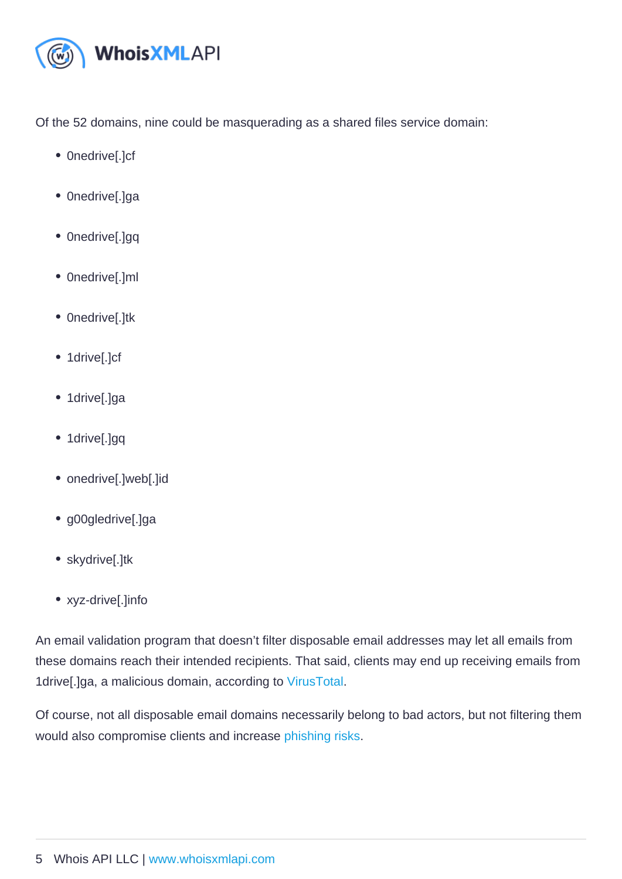Of the 52 domains, nine could be masquerading as a shared files service domain:

- 0nedrive[.]cf
- 0nedrive[.]ga
- 0nedrive[.]gq
- 0nedrive[.]ml
- 0nedrive[.]tk
- 1drive[.]cf
- 1drive[.]ga
- 1drive[.]gq
- onedrive[.]web[.]id
- g00gledrive[.]ga
- skydrive[.]tk
- xyz-drive[.]info

An email validation program that doesn't filter disposable email addresses may let all emails from these domains reach their intended recipients. That said, clients may end up receiving emails from 1drive[.]ga, a malicious domain, according to VirusTotal.

Of course, not all disposable email domains necessarily belong to bad actors, but not filtering them would also compromise clients and increase phishing risks.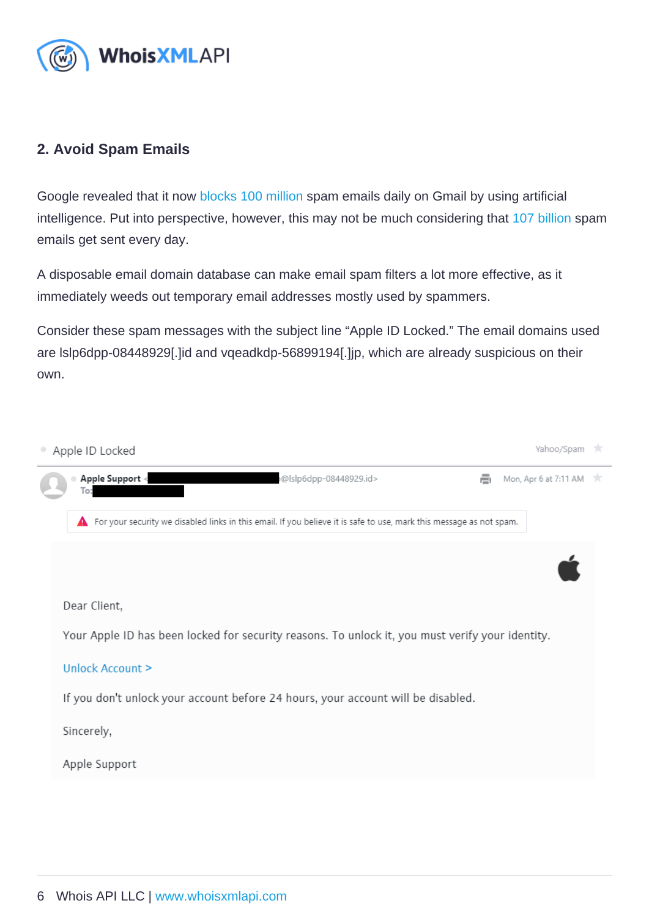## 2. Avoid Spam Emails

Google revealed that it now blocks 100 million spam emails daily on Gmail by using artificial intelligence. Put into perspective, however, this may not be much considering that 107 billion spam emails get sent every day.

A disposable email domain database can make email spam filters a lot more effective, as it immediately weeds out temporary email addresses mostly used by spammers.

Consider these spam messages with the subject line "Apple ID Locked." The email domains used are lslp6dpp-08448929[.]id and vqeadkdp-56899194[.]jp, which are already suspicious on their own.

Apple ID Locked

Yahoo/Spam

Apple Support <@lslp6dpp-08448929.id>

To:

Mon, Apr 6 at 7:11 AM

For your security we disabled links in this email. If you believe it is safe to use, mark this message as not spam.

Dear Client,

Your Apple ID has been locked for security reasons. To unlock it, you must verify your identity.

Unlock Account >

If you don't unlock your account before 24 hours, your account will be disabled.

Sincerely,

Apple Support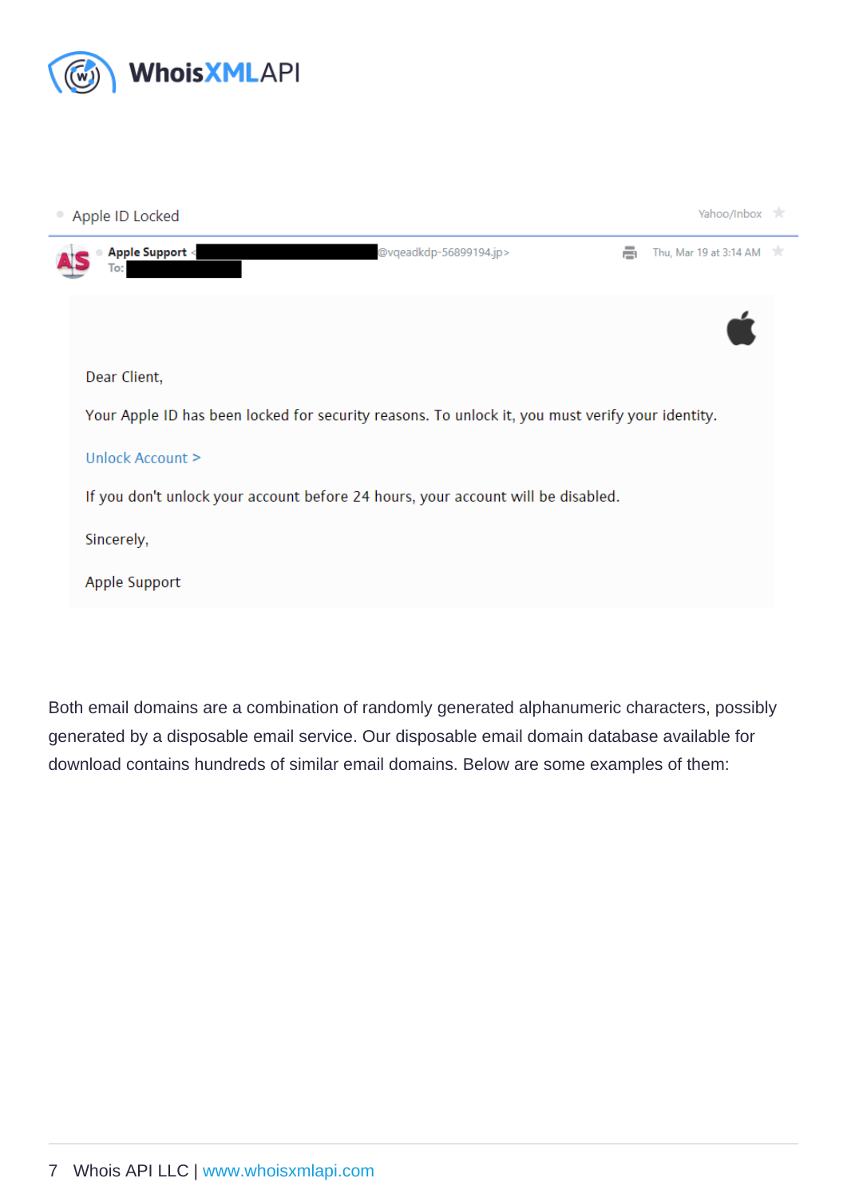Apple ID Locked — Yahoo/Inbox

**Apple Support** <@vqeadkdp-56899194.jp>
To:

Thu, Mar 19 at 3:14 AM

Dear Client,

Your Apple ID has been locked for security reasons. To unlock it, you must verify your identity.

Unlock Account >

If you don't unlock your account before 24 hours, your account will be disabled.

Sincerely,

Apple Support

Both email domains are a combination of randomly generated alphanumeric characters, possibly generated by a disposable email service. Our disposable email domain database available for download contains hundreds of similar email domains. Below are some examples of them: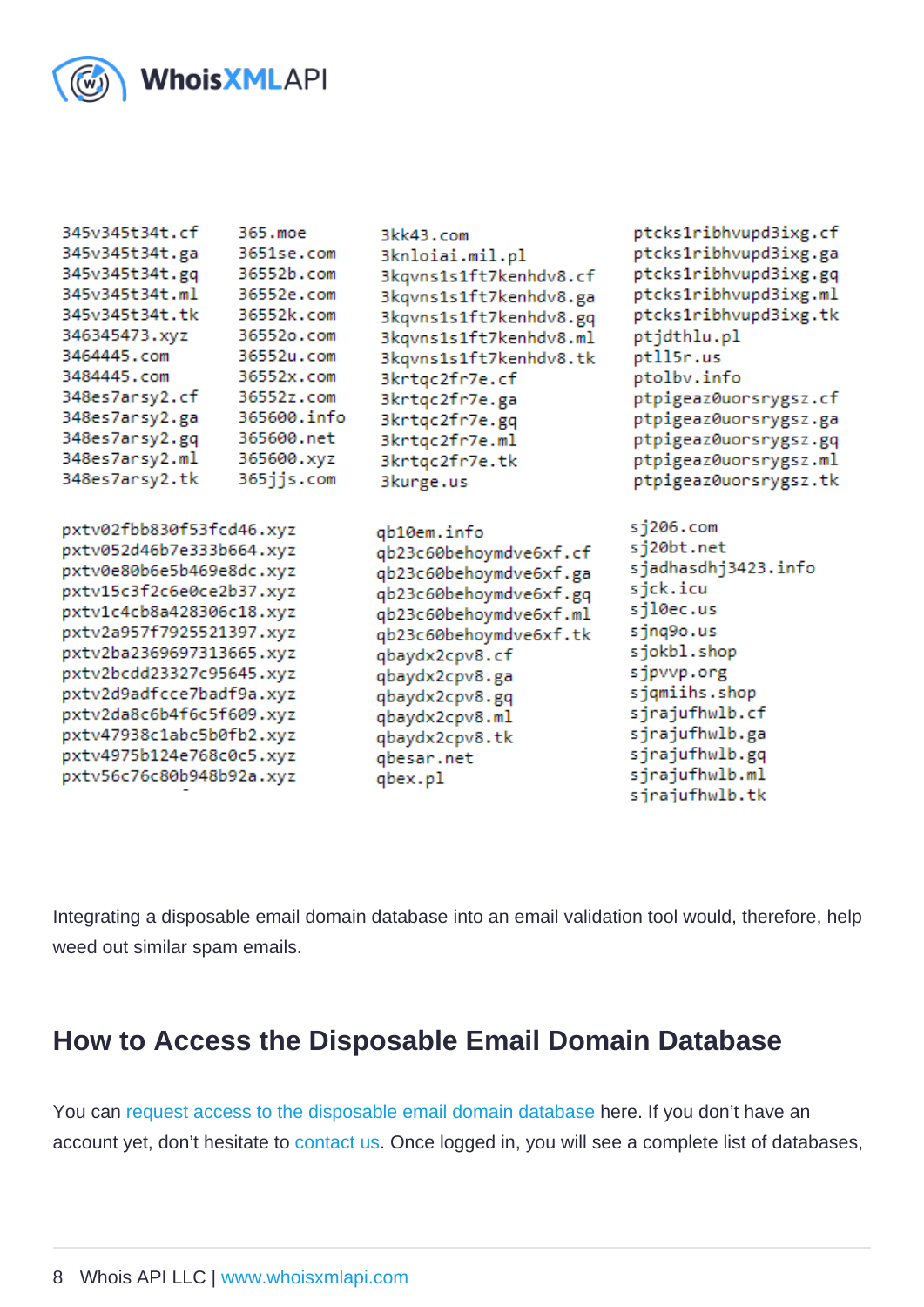```
345v345t34t.cf      365.moe         3kk43.com                  ptcks1ribhvupd3ixg.cf
345v345t34t.ga      3651se.com      3knloiai.mil.pl            ptcks1ribhvupd3ixg.ga
345v345t34t.gq      36552b.com      3kqvns1s1ft7kenhdv8.cf     ptcks1ribhvupd3ixg.gq
345v345t34t.ml      36552e.com      3kqvns1s1ft7kenhdv8.ga     ptcks1ribhvupd3ixg.ml
345v345t34t.tk      36552k.com      3kqvns1s1ft7kenhdv8.gq     ptcks1ribhvupd3ixg.tk
346345473.xyz       36552o.com      3kqvns1s1ft7kenhdv8.ml     ptjdthlu.pl
3464445.com         36552u.com      3kqvns1s1ft7kenhdv8.tk     ptll5r.us
3484445.com         36552x.com      3krtqc2fr7e.cf             ptolbv.info
348es7arsy2.cf      36552z.com      3krtqc2fr7e.ga             ptpigeaz0uorsrygsz.cf
348es7arsy2.ga      365600.info     3krtqc2fr7e.gq             ptpigeaz0uorsrygsz.ga
348es7arsy2.gq      365600.net      3krtqc2fr7e.ml             ptpigeaz0uorsrygsz.gq
348es7arsy2.ml      365600.xyz      3krtqc2fr7e.tk             ptpigeaz0uorsrygsz.ml
348es7arsy2.tk      365jjs.com      3kurge.us                  ptpigeaz0uorsrygsz.tk

pxtv02fbb830f53fcd46.xyz      qb10em.info                 sj206.com
pxtv052d46b7e333b664.xyz      qb23c60behoymdve6xf.cf      sj20bt.net
pxtv0e80b6e5b469e8dc.xyz      qb23c60behoymdve6xf.ga      sjadhasdhj3423.info
pxtv15c3f2c6e0ce2b37.xyz      qb23c60behoymdve6xf.gq      sjck.icu
pxtv1c4cb8a428306c18.xyz      qb23c60behoymdve6xf.ml      sjl0ec.us
pxtv2a957f7925521397.xyz      qb23c60behoymdve6xf.tk      sjnq9o.us
pxtv2ba2369697313665.xyz      qbaydx2cpv8.cf              sjokbl.shop
pxtv2bcdd23327c95645.xyz      qbaydx2cpv8.ga              sjpvvp.org
pxtv2d9adfcce7badf9a.xyz      qbaydx2cpv8.gq              sjqmiihs.shop
pxtv2da8c6b4f6c5f609.xyz      qbaydx2cpv8.ml              sjrajufhwlb.cf
pxtv47938c1abc5b0fb2.xyz      qbaydx2cpv8.tk              sjrajufhwlb.ga
pxtv4975b124e768c0c5.xyz      qbesar.net                  sjrajufhwlb.gq
pxtv56c76c80b948b92a.xyz      qbex.pl                     sjrajufhwlb.ml
                                                          sjrajufhwlb.tk
```

Integrating a disposable email domain database into an email validation tool would, therefore, help weed out similar spam emails.

## How to Access the Disposable Email Domain Database

You can request access to the disposable email domain database here. If you don't have an account yet, don't hesitate to contact us. Once logged in, you will see a complete list of databases,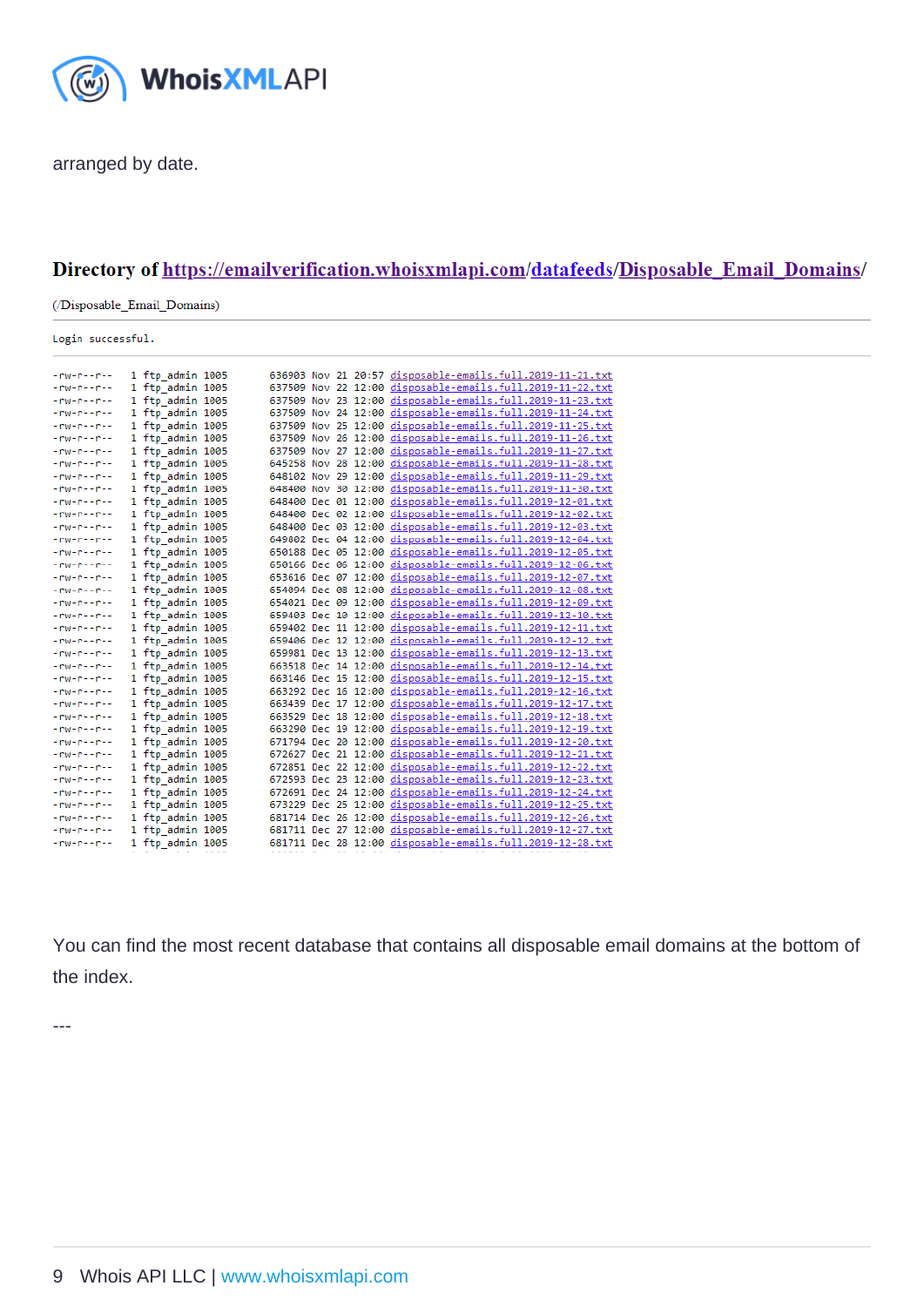arranged by date.

**Directory of https://emailverification.whoisxmlapi.com/datafeeds/Disposable_Email_Domains/**

(/Disposable_Email_Domains)

```
Login successful.
```

```
-rw-r--r--    1 ftp_admin 1005       636903 Nov 21 20:57 disposable-emails.full.2019-11-21.txt
-rw-r--r--    1 ftp_admin 1005       637509 Nov 22 12:00 disposable-emails.full.2019-11-22.txt
-rw-r--r--    1 ftp_admin 1005       637509 Nov 23 12:00 disposable-emails.full.2019-11-23.txt
-rw-r--r--    1 ftp_admin 1005       637509 Nov 24 12:00 disposable-emails.full.2019-11-24.txt
-rw-r--r--    1 ftp_admin 1005       637509 Nov 25 12:00 disposable-emails.full.2019-11-25.txt
-rw-r--r--    1 ftp_admin 1005       637509 Nov 26 12:00 disposable-emails.full.2019-11-26.txt
-rw-r--r--    1 ftp_admin 1005       637509 Nov 27 12:00 disposable-emails.full.2019-11-27.txt
-rw-r--r--    1 ftp_admin 1005       645258 Nov 28 12:00 disposable-emails.full.2019-11-28.txt
-rw-r--r--    1 ftp_admin 1005       648102 Nov 29 12:00 disposable-emails.full.2019-11-29.txt
-rw-r--r--    1 ftp_admin 1005       648400 Nov 30 12:00 disposable-emails.full.2019-11-30.txt
-rw-r--r--    1 ftp_admin 1005       648400 Dec 01 12:00 disposable-emails.full.2019-12-01.txt
-rw-r--r--    1 ftp_admin 1005       648400 Dec 02 12:00 disposable-emails.full.2019-12-02.txt
-rw-r--r--    1 ftp_admin 1005       648400 Dec 03 12:00 disposable-emails.full.2019-12-03.txt
-rw-r--r--    1 ftp_admin 1005       649802 Dec 04 12:00 disposable-emails.full.2019-12-04.txt
-rw-r--r--    1 ftp_admin 1005       650188 Dec 05 12:00 disposable-emails.full.2019-12-05.txt
-rw-r--r--    1 ftp_admin 1005       650166 Dec 06 12:00 disposable-emails.full.2019-12-06.txt
-rw-r--r--    1 ftp_admin 1005       653616 Dec 07 12:00 disposable-emails.full.2019-12-07.txt
-rw-r--r--    1 ftp_admin 1005       654094 Dec 08 12:00 disposable-emails.full.2019-12-08.txt
-rw-r--r--    1 ftp_admin 1005       654021 Dec 09 12:00 disposable-emails.full.2019-12-09.txt
-rw-r--r--    1 ftp_admin 1005       659403 Dec 10 12:00 disposable-emails.full.2019-12-10.txt
-rw-r--r--    1 ftp_admin 1005       659402 Dec 11 12:00 disposable-emails.full.2019-12-11.txt
-rw-r--r--    1 ftp_admin 1005       659406 Dec 12 12:00 disposable-emails.full.2019-12-12.txt
-rw-r--r--    1 ftp_admin 1005       659981 Dec 13 12:00 disposable-emails.full.2019-12-13.txt
-rw-r--r--    1 ftp_admin 1005       663518 Dec 14 12:00 disposable-emails.full.2019-12-14.txt
-rw-r--r--    1 ftp_admin 1005       663146 Dec 15 12:00 disposable-emails.full.2019-12-15.txt
-rw-r--r--    1 ftp_admin 1005       663292 Dec 16 12:00 disposable-emails.full.2019-12-16.txt
-rw-r--r--    1 ftp_admin 1005       663439 Dec 17 12:00 disposable-emails.full.2019-12-17.txt
-rw-r--r--    1 ftp_admin 1005       663529 Dec 18 12:00 disposable-emails.full.2019-12-18.txt
-rw-r--r--    1 ftp_admin 1005       663290 Dec 19 12:00 disposable-emails.full.2019-12-19.txt
-rw-r--r--    1 ftp_admin 1005       671794 Dec 20 12:00 disposable-emails.full.2019-12-20.txt
-rw-r--r--    1 ftp_admin 1005       672627 Dec 21 12:00 disposable-emails.full.2019-12-21.txt
-rw-r--r--    1 ftp_admin 1005       672851 Dec 22 12:00 disposable-emails.full.2019-12-22.txt
-rw-r--r--    1 ftp_admin 1005       672593 Dec 23 12:00 disposable-emails.full.2019-12-23.txt
-rw-r--r--    1 ftp_admin 1005       672691 Dec 24 12:00 disposable-emails.full.2019-12-24.txt
-rw-r--r--    1 ftp_admin 1005       673229 Dec 25 12:00 disposable-emails.full.2019-12-25.txt
-rw-r--r--    1 ftp_admin 1005       681714 Dec 26 12:00 disposable-emails.full.2019-12-26.txt
-rw-r--r--    1 ftp_admin 1005       681711 Dec 27 12:00 disposable-emails.full.2019-12-27.txt
-rw-r--r--    1 ftp_admin 1005       681711 Dec 28 12:00 disposable-emails.full.2019-12-28.txt
```

You can find the most recent database that contains all disposable email domains at the bottom of the index.

---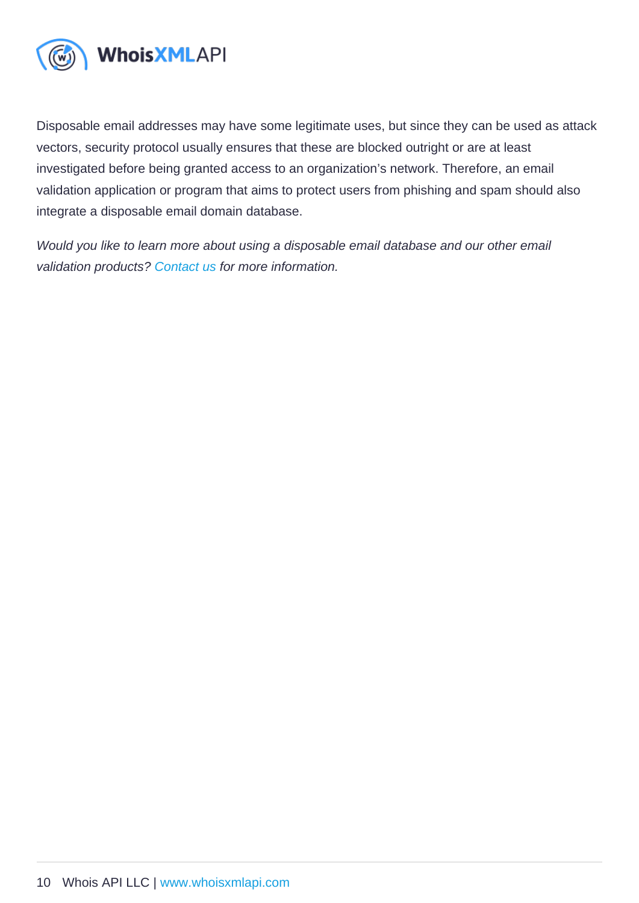Disposable email addresses may have some legitimate uses, but since they can be used as attack vectors, security protocol usually ensures that these are blocked outright or are at least investigated before being granted access to an organization's network. Therefore, an email validation application or program that aims to protect users from phishing and spam should also integrate a disposable email domain database.

*Would you like to learn more about using a disposable email database and our other email validation products? Contact us for more information.*